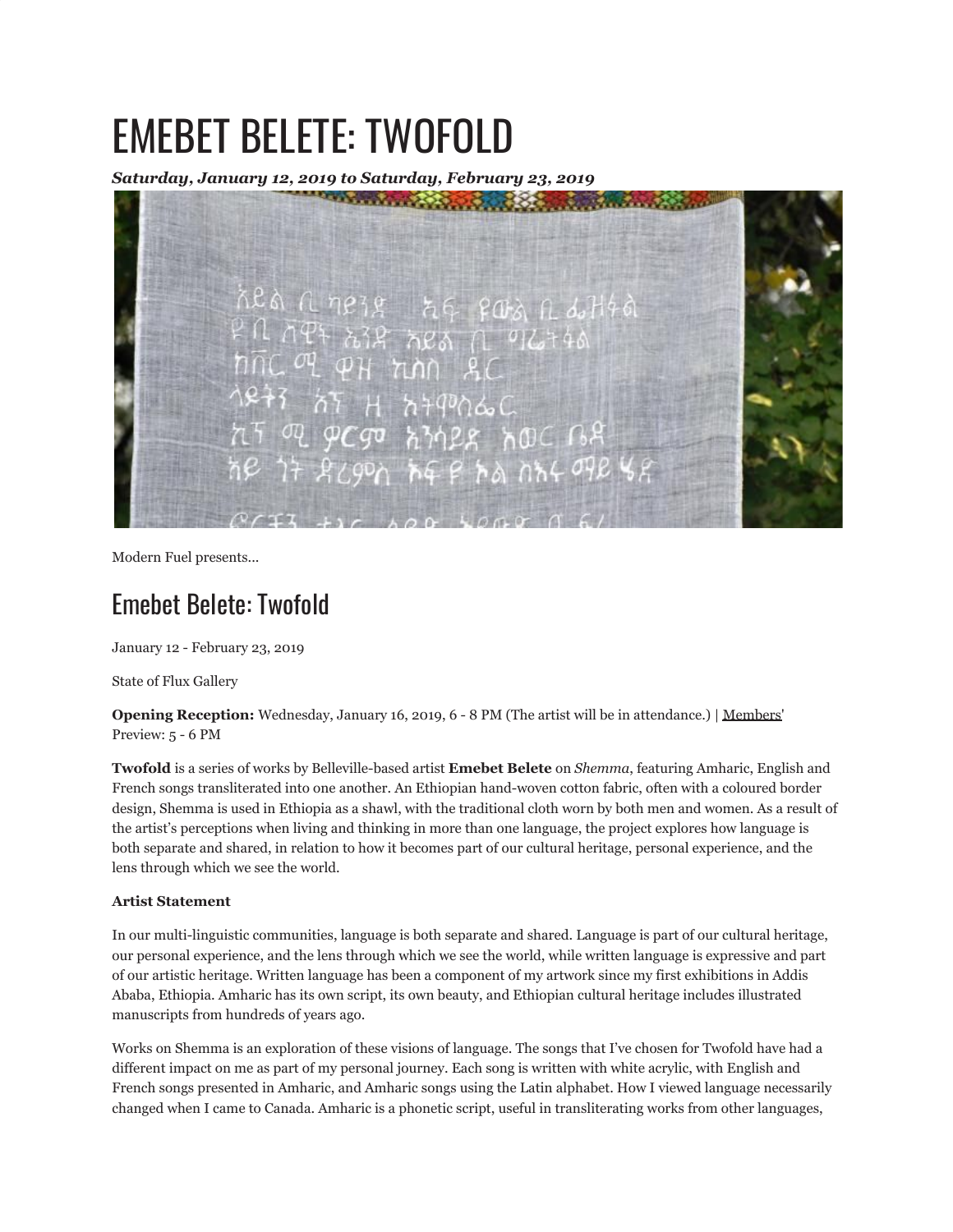# EMEBET BELETE: TWOFOLD

***Saturday, January 12, 2019 to Saturday, February 23, 2019***

Modern Fuel presents...

## Emebet Belete: Twofold

January 12 - February 23, 2019

State of Flux Gallery

**Opening Reception:** Wednesday, January 16, 2019, 6 - 8 PM (The artist will be in attendance.) | Members' Preview: 5 - 6 PM

**Twofold** is a series of works by Belleville-based artist **Emebet Belete** on *Shemma*, featuring Amharic, English and French songs transliterated into one another. An Ethiopian hand-woven cotton fabric, often with a coloured border design, Shemma is used in Ethiopia as a shawl, with the traditional cloth worn by both men and women. As a result of the artist's perceptions when living and thinking in more than one language, the project explores how language is both separate and shared, in relation to how it becomes part of our cultural heritage, personal experience, and the lens through which we see the world.

**Artist Statement**

In our multi-linguistic communities, language is both separate and shared. Language is part of our cultural heritage, our personal experience, and the lens through which we see the world, while written language is expressive and part of our artistic heritage. Written language has been a component of my artwork since my first exhibitions in Addis Ababa, Ethiopia. Amharic has its own script, its own beauty, and Ethiopian cultural heritage includes illustrated manuscripts from hundreds of years ago.

Works on Shemma is an exploration of these visions of language. The songs that I've chosen for Twofold have had a different impact on me as part of my personal journey. Each song is written with white acrylic, with English and French songs presented in Amharic, and Amharic songs using the Latin alphabet. How I viewed language necessarily changed when I came to Canada. Amharic is a phonetic script, useful in transliterating works from other languages,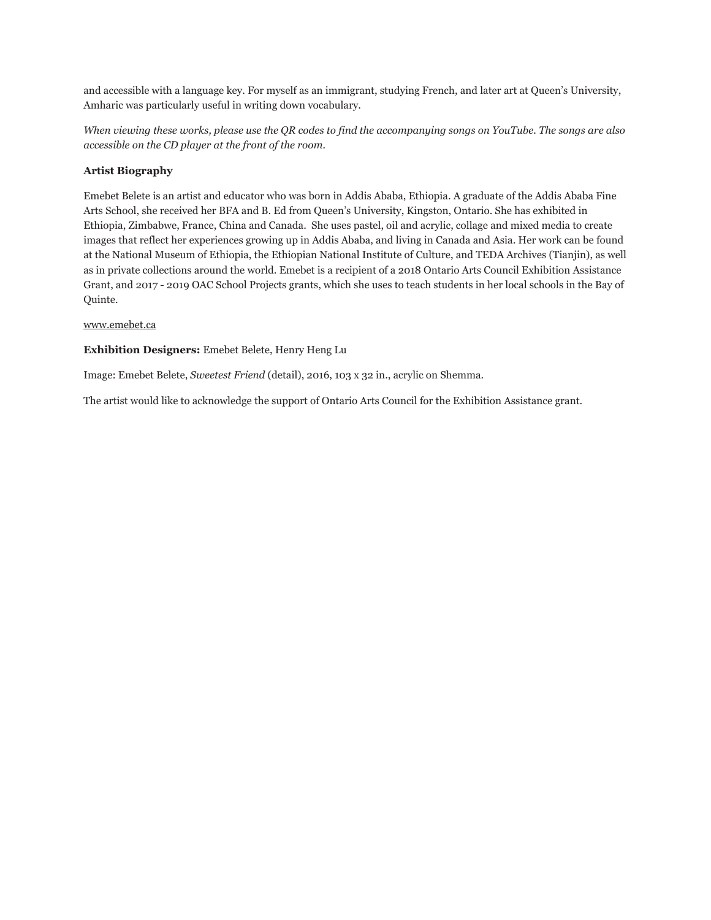and accessible with a language key. For myself as an immigrant, studying French, and later art at Queen's University, Amharic was particularly useful in writing down vocabulary.

*When viewing these works, please use the QR codes to find the accompanying songs on YouTube. The songs are also accessible on the CD player at the front of the room.*

**Artist Biography**

Emebet Belete is an artist and educator who was born in Addis Ababa, Ethiopia. A graduate of the Addis Ababa Fine Arts School, she received her BFA and B. Ed from Queen's University, Kingston, Ontario. She has exhibited in Ethiopia, Zimbabwe, France, China and Canada. She uses pastel, oil and acrylic, collage and mixed media to create images that reflect her experiences growing up in Addis Ababa, and living in Canada and Asia. Her work can be found at the National Museum of Ethiopia, the Ethiopian National Institute of Culture, and TEDA Archives (Tianjin), as well as in private collections around the world. Emebet is a recipient of a 2018 Ontario Arts Council Exhibition Assistance Grant, and 2017 - 2019 OAC School Projects grants, which she uses to teach students in her local schools in the Bay of Quinte.

www.emebet.ca

**Exhibition Designers:** Emebet Belete, Henry Heng Lu

Image: Emebet Belete, *Sweetest Friend* (detail), 2016, 103 x 32 in., acrylic on Shemma.

The artist would like to acknowledge the support of Ontario Arts Council for the Exhibition Assistance grant.